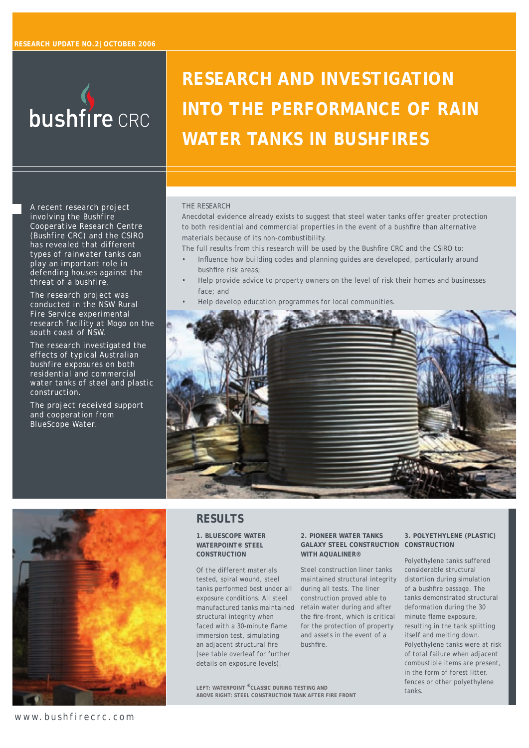RESEARCH UPDATE NO.2| OCTOBER 2006

bushfire CRC

# RESEARCH AND INVESTIGATION INTO THE PERFORMANCE OF RAIN WATER TANKS IN BUSHFIRES

A recent research project involving the Bushfire Cooperative Research Centre (Bushfire CRC) and the CSIRO has revealed that different types of rainwater tanks can play an important role in defending houses against the threat of a bushfire.

The research project was conducted in the NSW Rural Fire Service experimental research facility at Mogo on the south coast of NSW.

The research investigated the effects of typical Australian bushfire exposures on both residential and commercial water tanks of steel and plastic construction.

The project received support and cooperation from BlueScope Water.

THE RESEARCH

Anecdotal evidence already exists to suggest that steel water tanks offer greater protection to both residential and commercial properties in the event of a bushfire than alternative materials because of its non-combustibility.

The full results from this research will be used by the Bushfire CRC and the CSIRO to:

- Influence how building codes and planning guides are developed, particularly around bushfire risk areas;
- Help provide advice to property owners on the level of risk their homes and businesses face; and
- Help develop education programmes for local communities.

## RESULTS

### 1. BLUESCOPE WATER WATERPOINT® STEEL CONSTRUCTION

Of the different materials tested, spiral wound, steel tanks performed best under all exposure conditions. All steel manufactured tanks maintained structural integrity when faced with a 30-minute flame immersion test, simulating an adjacent structural fire (see table overleaf for further details on exposure levels).

### 2. PIONEER WATER TANKS GALAXY STEEL CONSTRUCTION WITH AQUALINER®

Steel construction liner tanks maintained structural integrity during all tests. The liner construction proved able to retain water during and after the fire-front, which is critical for the protection of property and assets in the event of a bushfire.

### 3. POLYETHYLENE (PLASTIC) CONSTRUCTION

Polyethylene tanks suffered considerable structural distortion during simulation of a bushfire passage. The tanks demonstrated structural deformation during the 30 minute flame exposure, resulting in the tank splitting itself and melting down. Polyethylene tanks were at risk of total failure when adjacent combustible items are present, in the form of forest litter, fences or other polyethylene tanks.

LEFT: WATERPOINT ®CLASSIC DURING TESTING AND ABOVE RIGHT: STEEL CONSTRUCTION TANK AFTER FIRE FRONT

www.bushfirecrc.com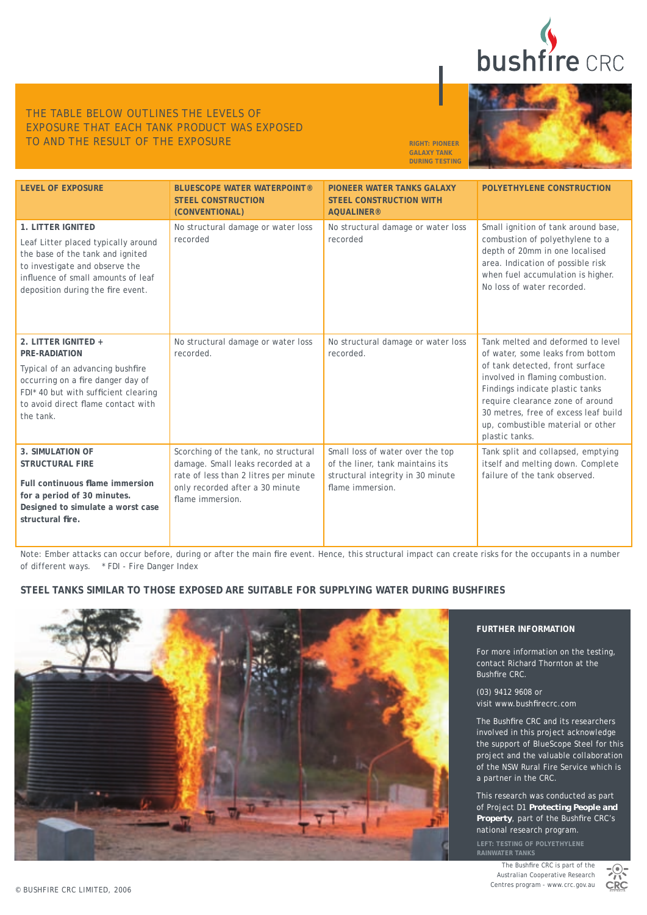THE TABLE BELOW OUTLINES THE LEVELS OF EXPOSURE THAT EACH TANK PRODUCT WAS EXPOSED TO AND THE RESULT OF THE EXPOSURE

RIGHT: PIONEER GALAXY TANK DURING TESTING

| LEVEL OF EXPOSURE | BLUESCOPE WATER WATERPOINT® STEEL CONSTRUCTION (CONVENTIONAL) | PIONEER WATER TANKS GALAXY STEEL CONSTRUCTION WITH AQUALINER® | POLYETHYLENE CONSTRUCTION |
|---|---|---|---|
| **1. LITTER IGNITED** Leaf Litter placed typically around the base of the tank and ignited to investigate and observe the influence of small amounts of leaf deposition during the fire event. | No structural damage or water loss recorded | No structural damage or water loss recorded | Small ignition of tank around base, combustion of polyethylene to a depth of 20mm in one localised area. Indication of possible risk when fuel accumulation is higher. No loss of water recorded. |
| **2. LITTER IGNITED + PRE-RADIATION** Typical of an advancing bushfire occurring on a fire danger day of FDI* 40 but with sufficient clearing to avoid direct flame contact with the tank. | No structural damage or water loss recorded. | No structural damage or water loss recorded. | Tank melted and deformed to level of water, some leaks from bottom of tank detected, front surface involved in flaming combustion. Findings indicate plastic tanks require clearance zone of around 30 metres, free of excess leaf build up, combustible material or other plastic tanks. |
| **3. SIMULATION OF STRUCTURAL FIRE** **Full continuous flame immersion for a period of 30 minutes. Designed to simulate a worst case structural fire.** | Scorching of the tank, no structural damage. Small leaks recorded at a rate of less than 2 litres per minute only recorded after a 30 minute flame immersion. | Small loss of water over the top of the liner, tank maintains its structural integrity in 30 minute flame immersion. | Tank split and collapsed, emptying itself and melting down. Complete failure of the tank observed. |

Note: Ember attacks can occur before, during or after the main fire event. Hence, this structural impact can create risks for the occupants in a number of different ways. * FDI - Fire Danger Index

**STEEL TANKS SIMILAR TO THOSE EXPOSED ARE SUITABLE FOR SUPPLYING WATER DURING BUSHFIRES**

**FURTHER INFORMATION**

For more information on the testing, contact Richard Thornton at the Bushfire CRC.

(03) 9412 9608 or visit www.bushfirecrc.com

The Bushfire CRC and its researchers involved in this project acknowledge the support of BlueScope Steel for this project and the valuable collaboration of the NSW Rural Fire Service which is a partner in the CRC.

This research was conducted as part of Project D1 **Protecting People and Property**, part of the Bushfire CRC's national research program.

LEFT: TESTING OF POLYETHYLENE RAINWATER TANKS

The Bushfire CRC is part of the Australian Cooperative Research Centres program - www.crc.gov.au

© BUSHFIRE CRC LIMITED, 2006